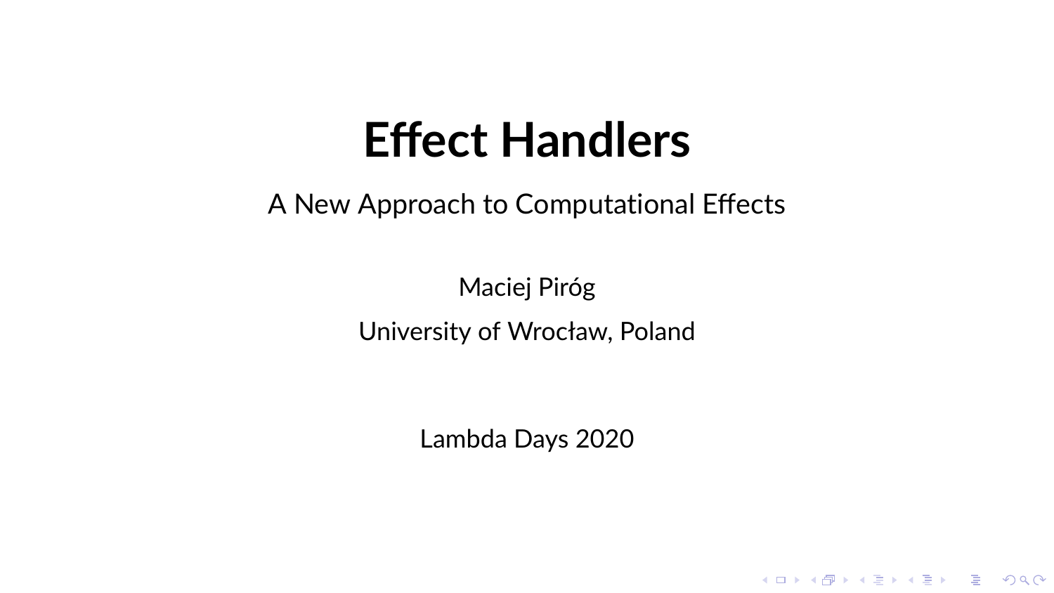# Effect Handlers

A New Approach to Computational Effects

Maciej Piróg

University of Wrocław, Poland

Lambda Days 2020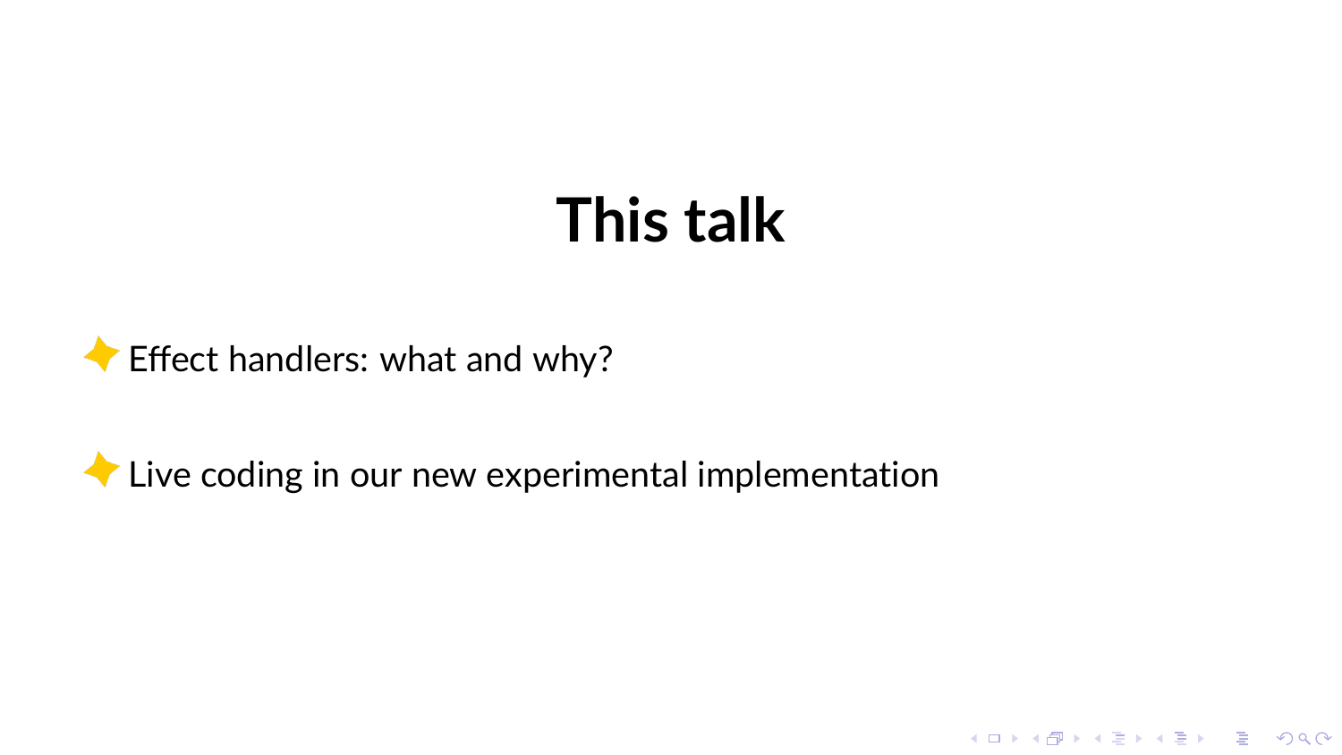# This talk

- Effect handlers: what and why?
- Live coding in our new experimental implementation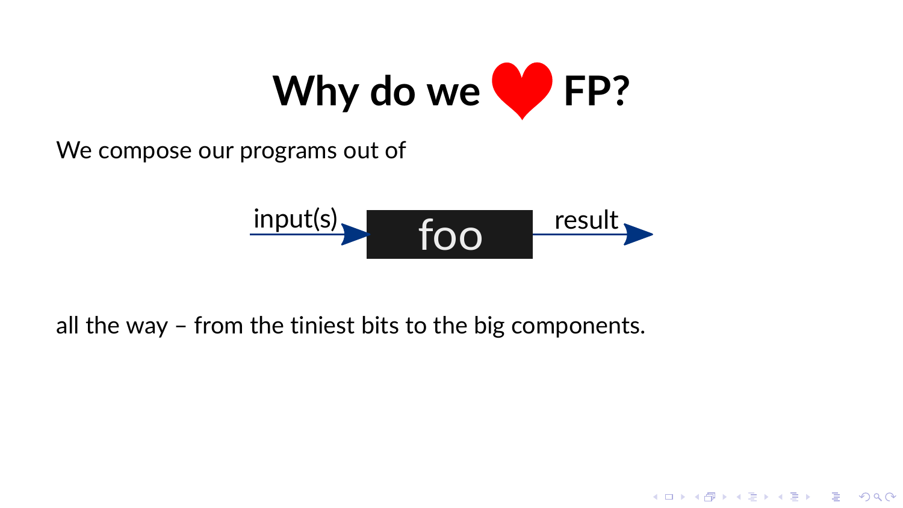# Why do we ❤ FP?

We compose our programs out of

input(s) → **foo** → result

all the way – from the tiniest bits to the big components.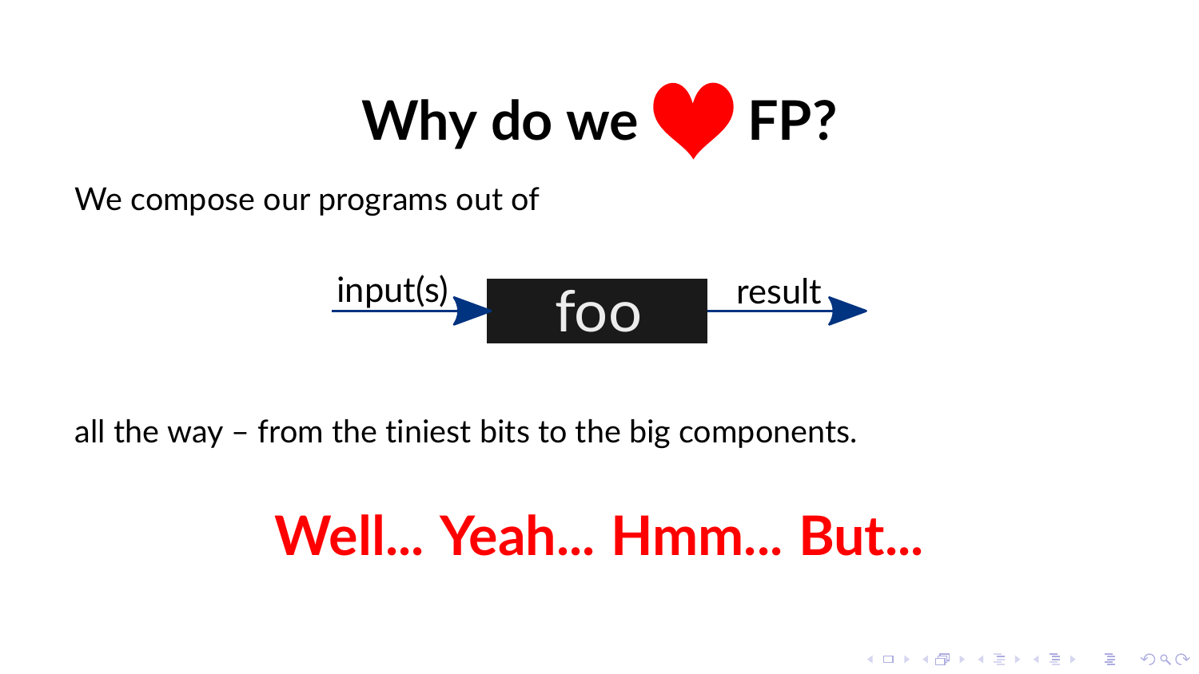# Why do we ❤ FP?

We compose our programs out of

input(s) → **foo** → result

all the way – from the tiniest bits to the big components.

**Well... Yeah... Hmm... But...**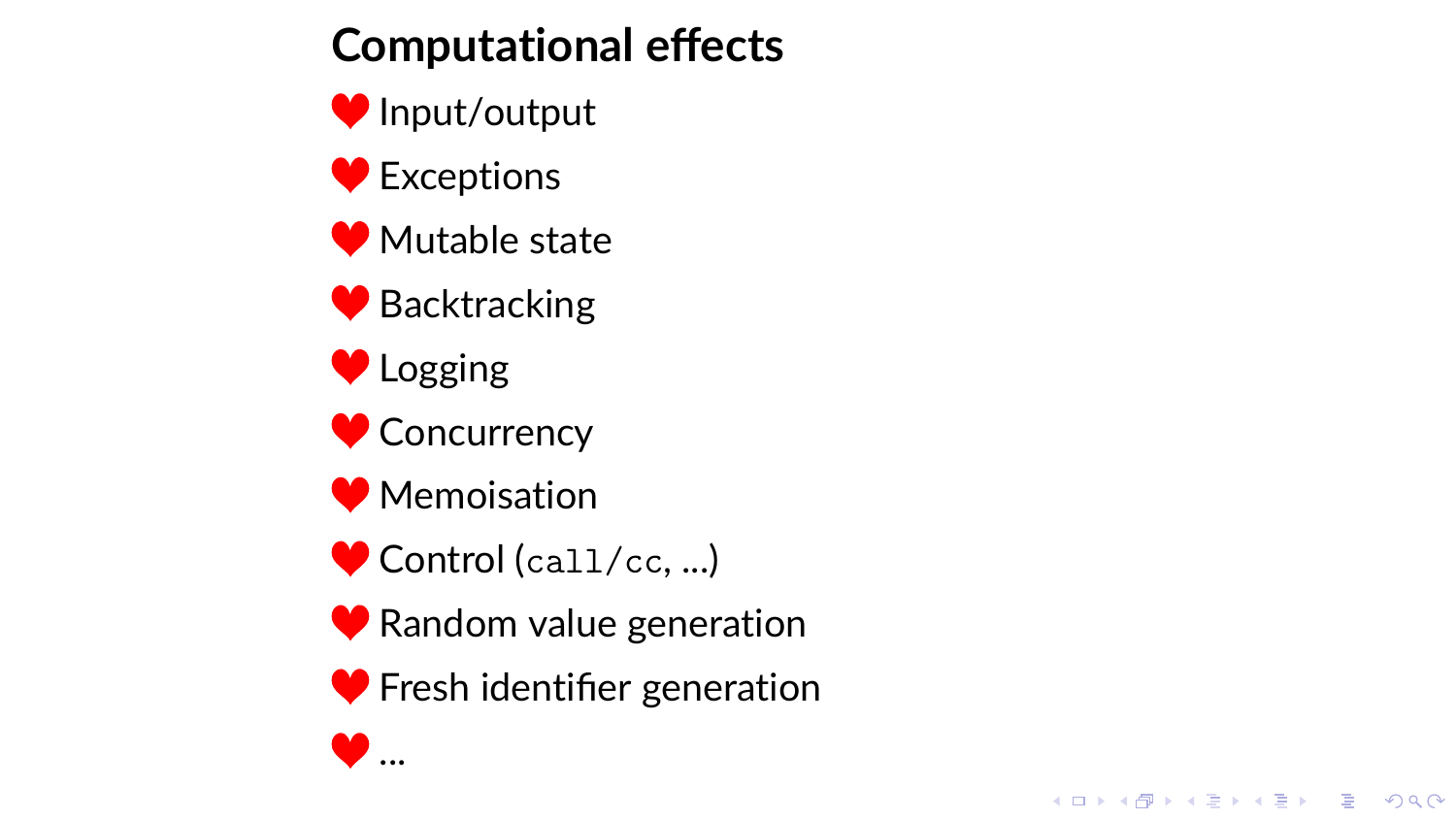# Computational effects

- Input/output
- Exceptions
- Mutable state
- Backtracking
- Logging
- Concurrency
- Memoisation
- Control (`call/cc`, ...)
- Random value generation
- Fresh identifier generation
- ...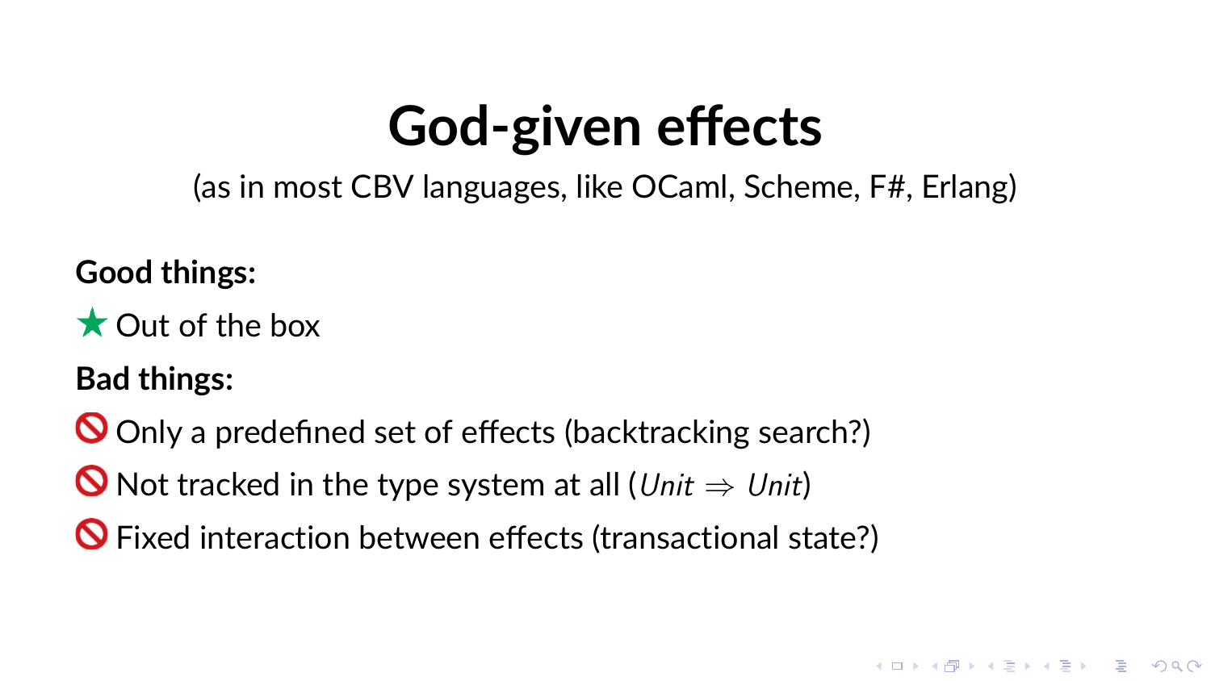# God-given effects

(as in most CBV languages, like OCaml, Scheme, F#, Erlang)

**Good things:**

★ Out of the box

**Bad things:**

🚫 Only a predefined set of effects (backtracking search?)

🚫 Not tracked in the type system at all ($\mathit{Unit} \Rightarrow \mathit{Unit}$)

🚫 Fixed interaction between effects (transactional state?)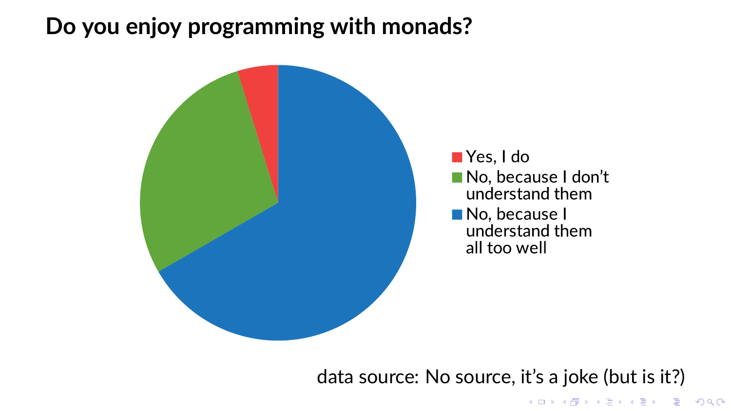# Do you enjoy programming with monads?

- Yes, I do
- No, because I don't understand them
- No, because I understand them all too well

data source: No source, it's a joke (but is it?)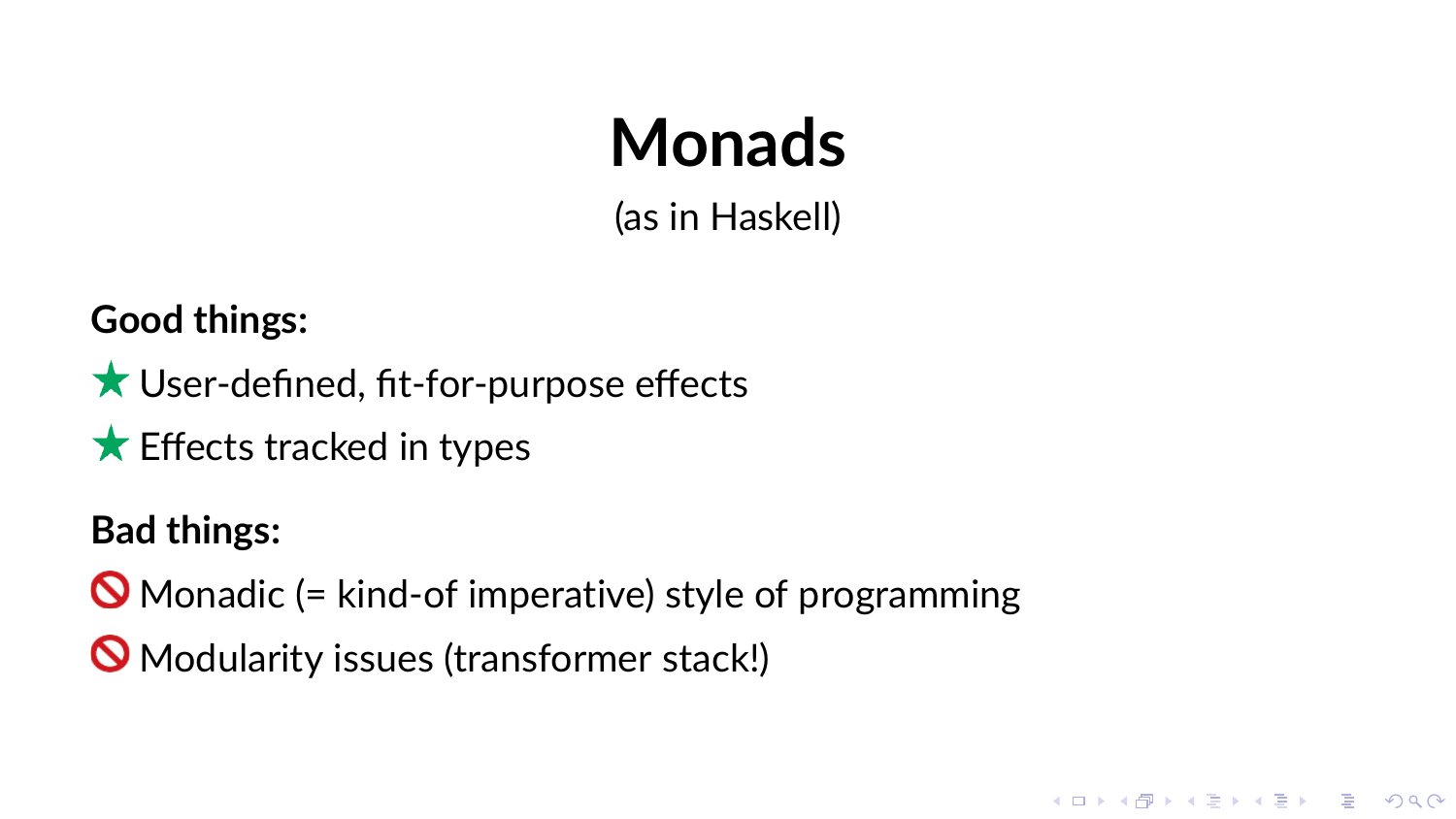# Monads

(as in Haskell)

**Good things:**

★ User-defined, fit-for-purpose effects

★ Effects tracked in types

**Bad things:**

🚫 Monadic (= kind-of imperative) style of programming

🚫 Modularity issues (transformer stack!)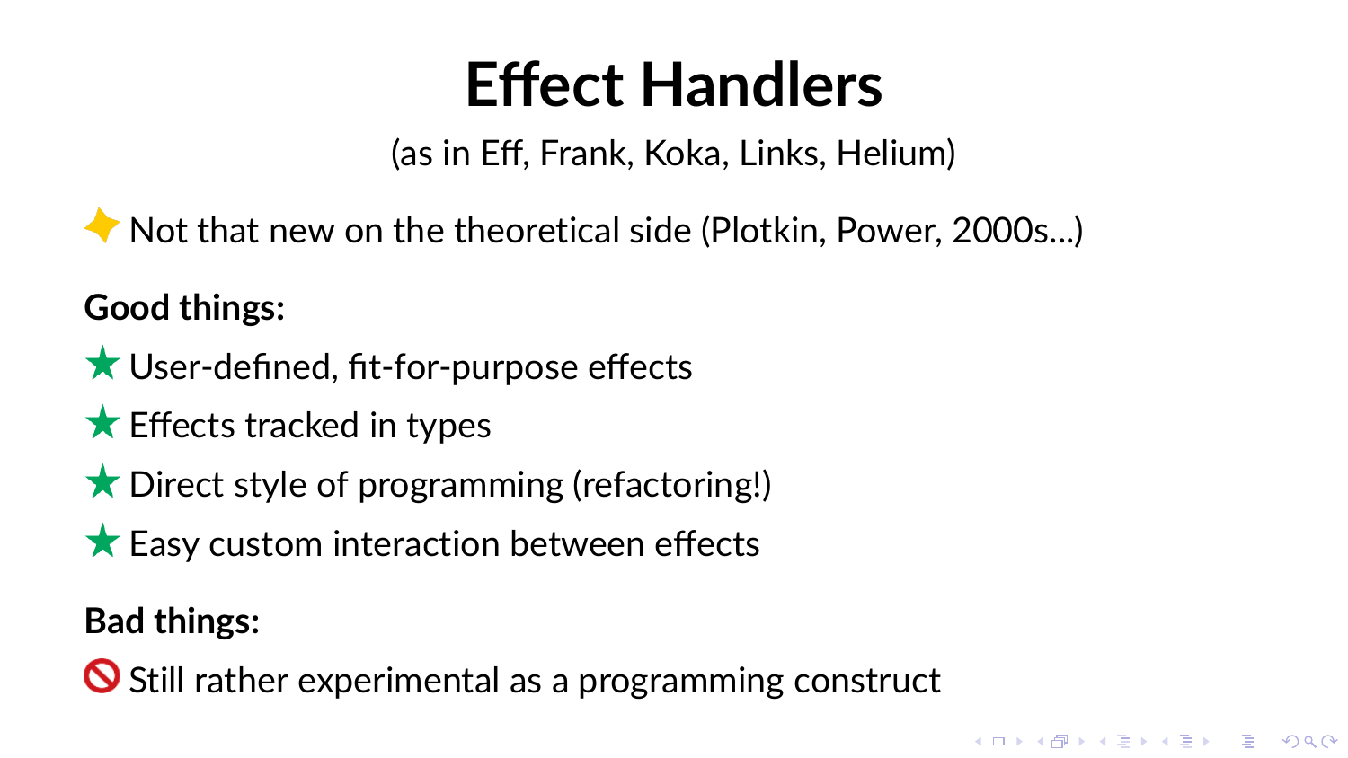# Effect Handlers

(as in Eff, Frank, Koka, Links, Helium)

✦ Not that new on the theoretical side (Plotkin, Power, 2000s...)

**Good things:**

- ★ User-defined, fit-for-purpose effects
- ★ Effects tracked in types
- ★ Direct style of programming (refactoring!)
- ★ Easy custom interaction between effects

**Bad things:**

- 🚫 Still rather experimental as a programming construct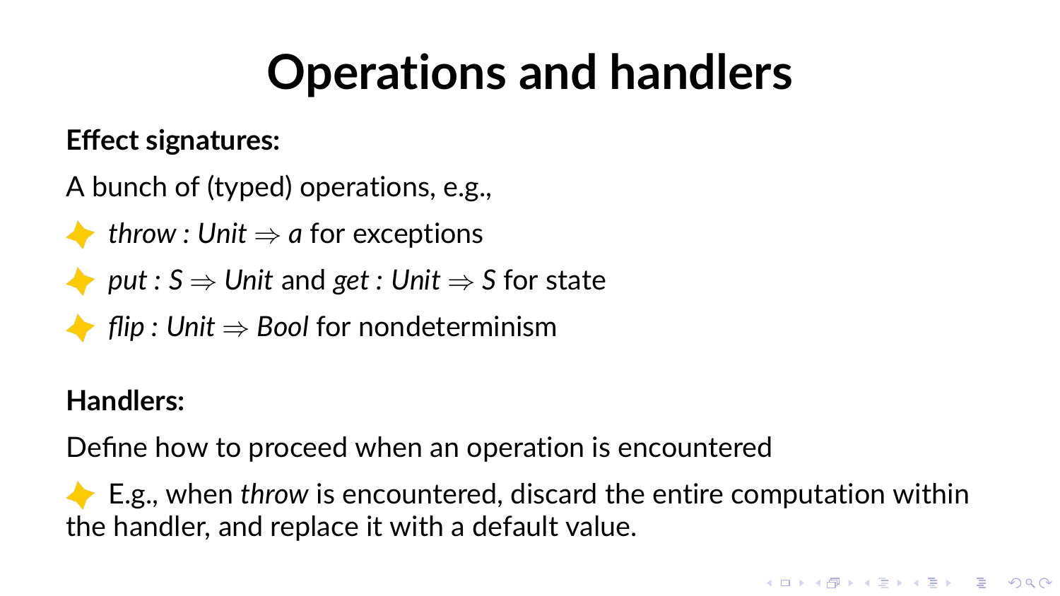# Operations and handlers

**Effect signatures:**

A bunch of (typed) operations, e.g.,

- $\mathit{throw} : \mathit{Unit} \Rightarrow a$ for exceptions
- $\mathit{put} : S \Rightarrow \mathit{Unit}$ and $\mathit{get} : \mathit{Unit} \Rightarrow S$ for state
- $\mathit{flip} : \mathit{Unit} \Rightarrow \mathit{Bool}$ for nondeterminism

**Handlers:**

Define how to proceed when an operation is encountered

- E.g., when *throw* is encountered, discard the entire computation within the handler, and replace it with a default value.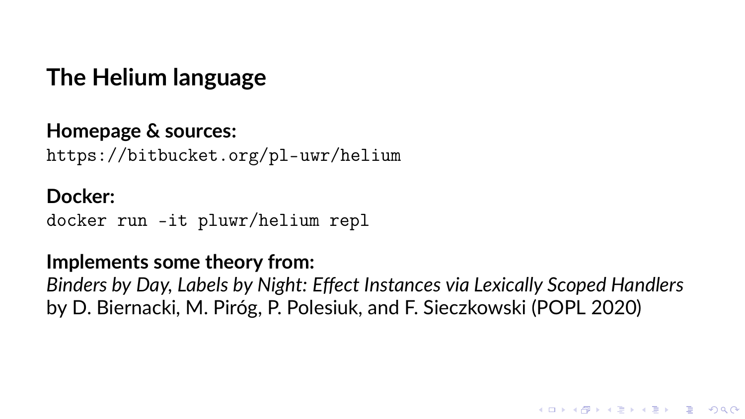# The Helium language

**Homepage & sources:**
`https://bitbucket.org/pl-uwr/helium`

**Docker:**
```
docker run -it pluwr/helium repl
```

**Implements some theory from:**
*Binders by Day, Labels by Night: Effect Instances via Lexically Scoped Handlers*
by D. Biernacki, M. Piróg, P. Polesiuk, and F. Sieczkowski (POPL 2020)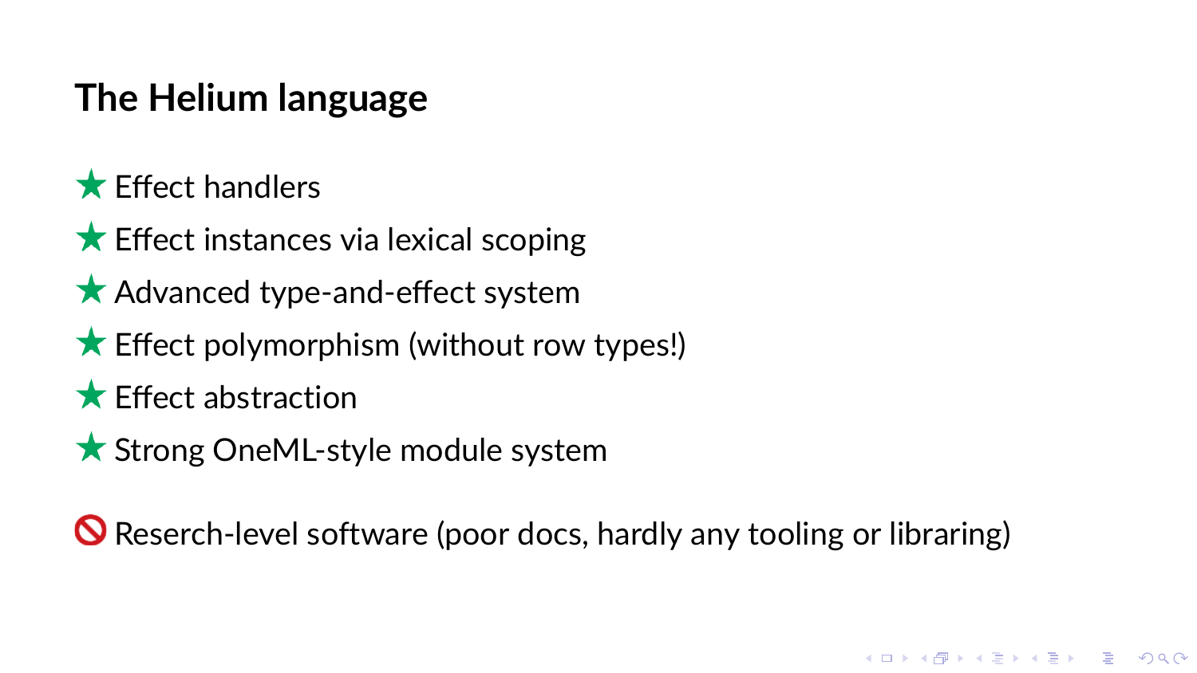# The Helium language

- ★ Effect handlers
- ★ Effect instances via lexical scoping
- ★ Advanced type-and-effect system
- ★ Effect polymorphism (without row types!)
- ★ Effect abstraction
- ★ Strong OneML-style module system

🚫 Reserch-level software (poor docs, hardly any tooling or libraring)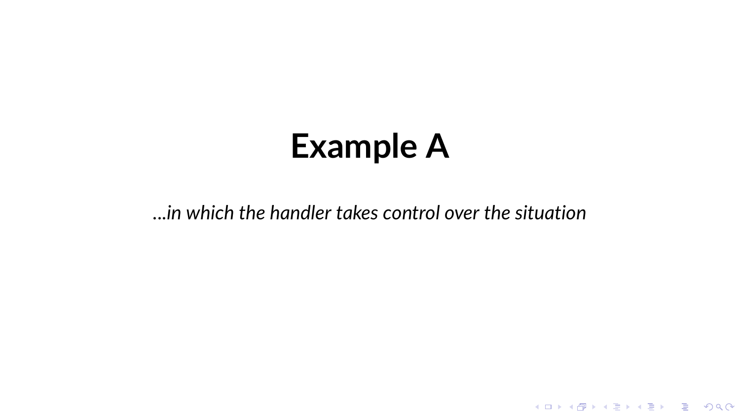# Example A

*...in which the handler takes control over the situation*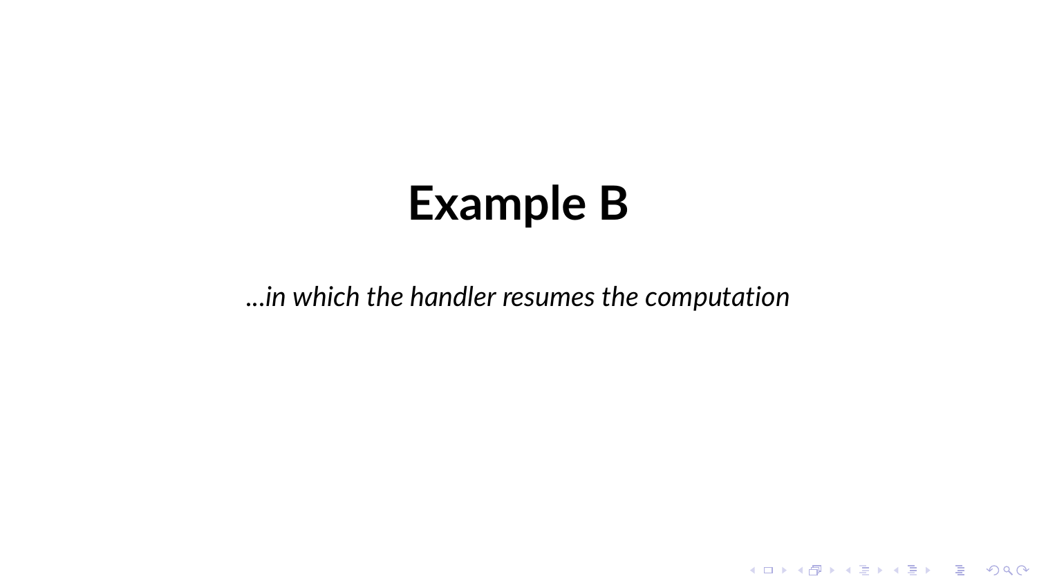# Example B

*...in which the handler resumes the computation*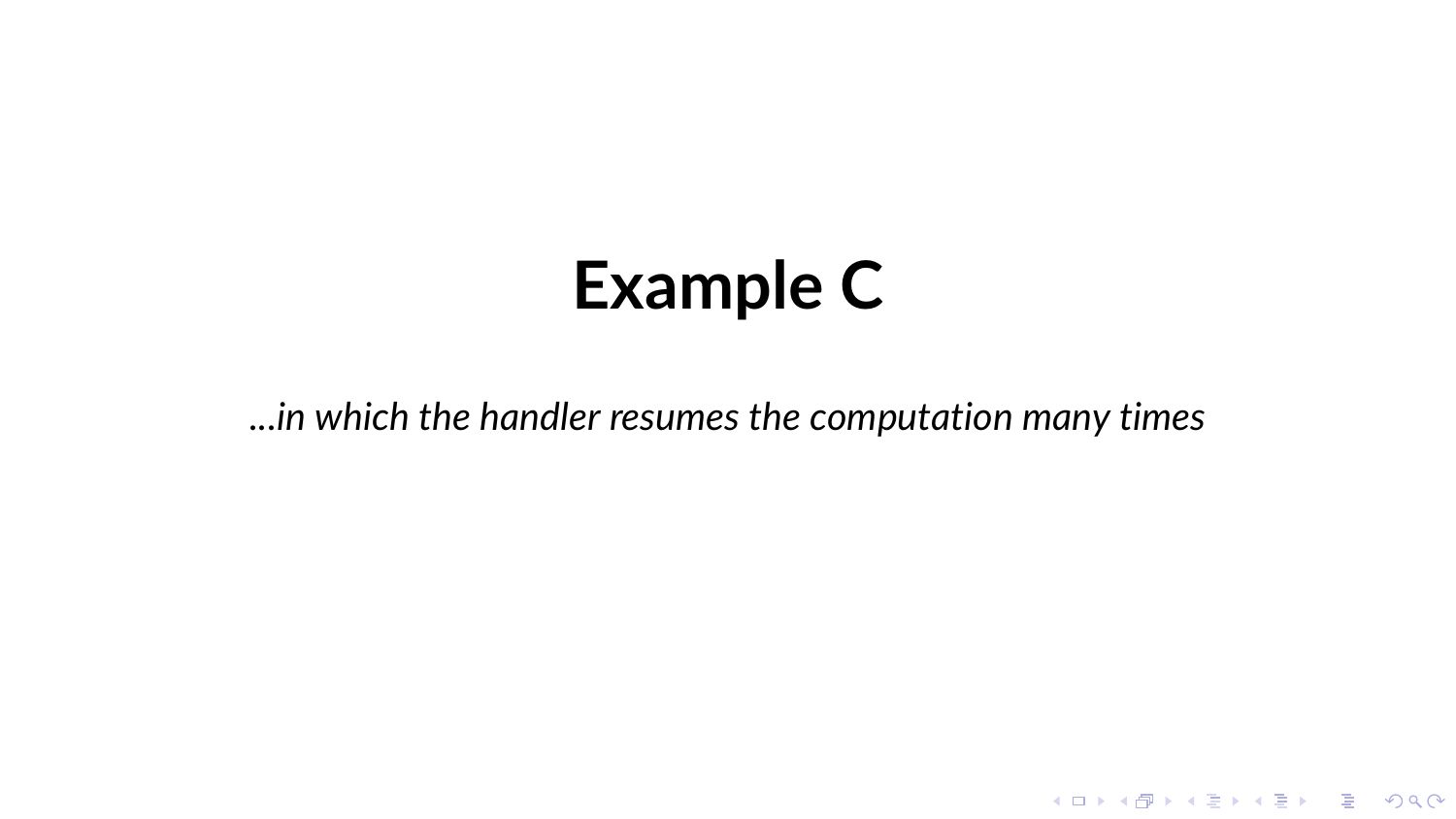# Example C

*...in which the handler resumes the computation many times*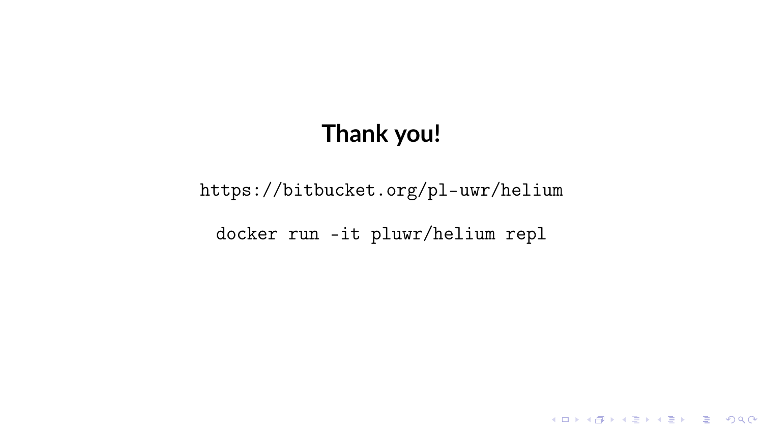# Thank you!

https://bitbucket.org/pl-uwr/helium

```
docker run -it pluwr/helium repl
```